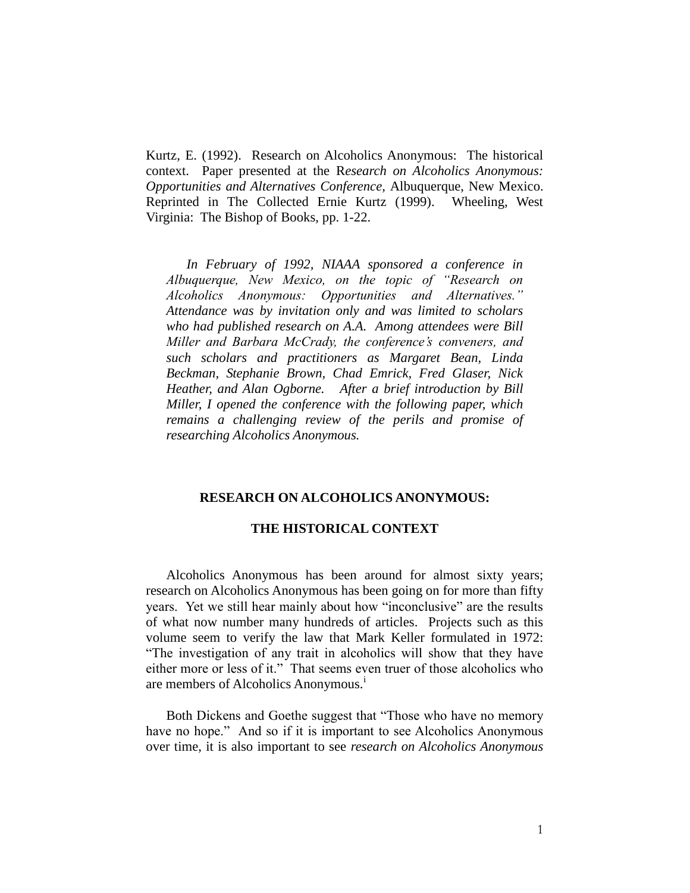Kurtz, E. (1992). Research on Alcoholics Anonymous: The historical context. Paper presented at the R*esearch on Alcoholics Anonymous: Opportunities and Alternatives Conference*, Albuquerque, New Mexico. Reprinted in The Collected Ernie Kurtz (1999). Wheeling, West Virginia: The Bishop of Books, pp. 1-22.

*In February of 1992, NIAAA sponsored a conference in Albuquerque, New Mexico, on the topic of "Research on Alcoholics Anonymous: Opportunities and Alternatives." Attendance was by invitation only and was limited to scholars who had published research on A.A. Among attendees were Bill Miller and Barbara McCrady, the conference's conveners, and such scholars and practitioners as Margaret Bean, Linda Beckman, Stephanie Brown, Chad Emrick, Fred Glaser, Nick Heather, and Alan Ogborne. After a brief introduction by Bill Miller, I opened the conference with the following paper, which remains a challenging review of the perils and promise of researching Alcoholics Anonymous.*

## RESEARCH ON ALCOHOLICS ANONYMOUS:

## THE HISTORICAL CONTEXT

Alcoholics Anonymous has been around for almost sixty years; research on Alcoholics Anonymous has been going on for more than fifty years. Yet we still hear mainly about how "inconclusive" are the results of what now number many hundreds of articles. Projects such as this volume seem to verify the law that Mark Keller formulated in 1972: "The investigation of any trait in alcoholics will show that they have either more or less of it." That seems even truer of those alcoholics who are members of Alcoholics Anonymous.[i]

Both Dickens and Goethe suggest that "Those who have no memory have no hope." And so if it is important to see Alcoholics Anonymous over time, it is also important to see *research on Alcoholics Anonymous*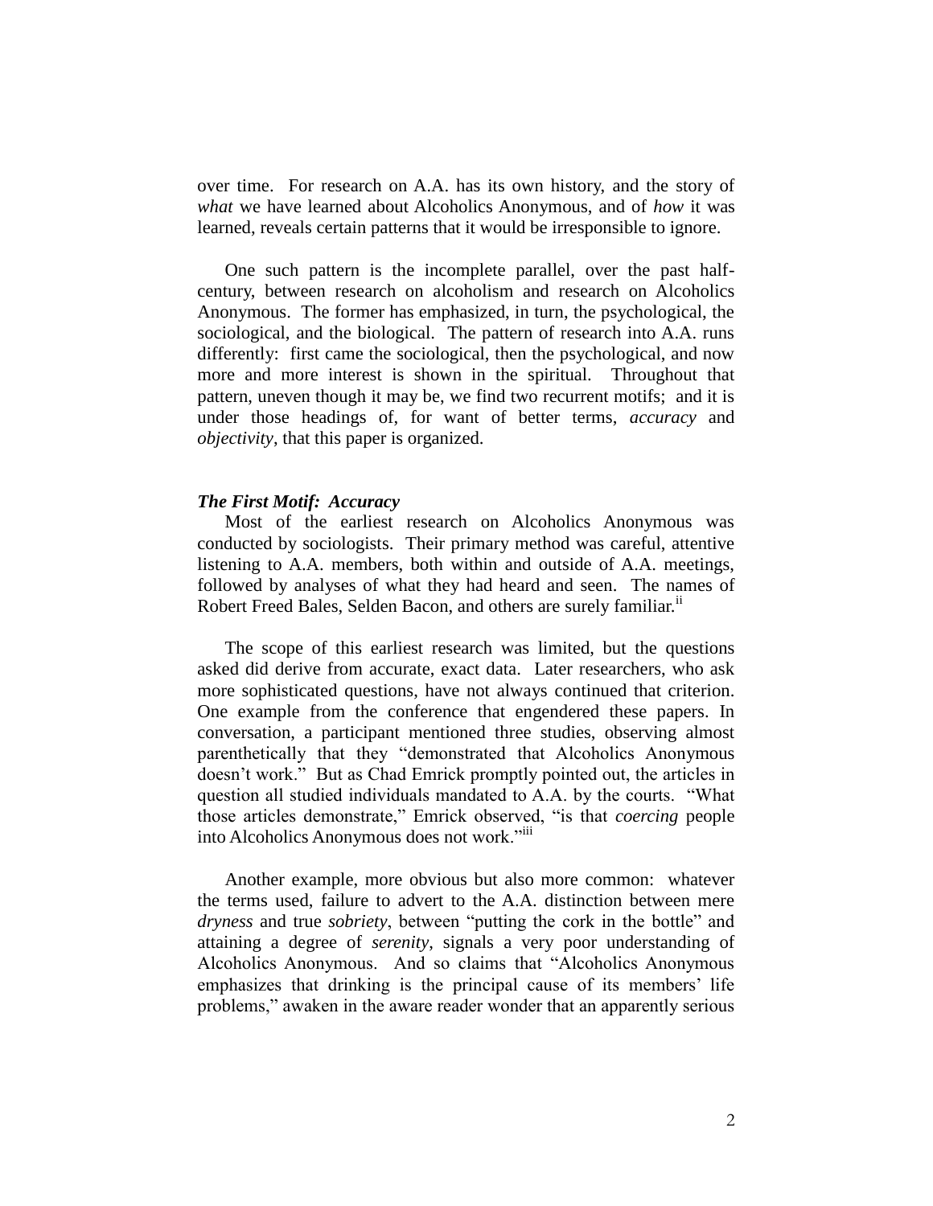over time. For research on A.A. has its own history, and the story of *what* we have learned about Alcoholics Anonymous, and of *how* it was learned, reveals certain patterns that it would be irresponsible to ignore.

One such pattern is the incomplete parallel, over the past half-century, between research on alcoholism and research on Alcoholics Anonymous. The former has emphasized, in turn, the psychological, the sociological, and the biological. The pattern of research into A.A. runs differently: first came the sociological, then the psychological, and now more and more interest is shown in the spiritual. Throughout that pattern, uneven though it may be, we find two recurrent motifs; and it is under those headings of, for want of better terms, *accuracy* and *objectivity*, that this paper is organized.

***The First Motif: Accuracy***

Most of the earliest research on Alcoholics Anonymous was conducted by sociologists. Their primary method was careful, attentive listening to A.A. members, both within and outside of A.A. meetings, followed by analyses of what they had heard and seen. The names of Robert Freed Bales, Selden Bacon, and others are surely familiar.[ii]

The scope of this earliest research was limited, but the questions asked did derive from accurate, exact data. Later researchers, who ask more sophisticated questions, have not always continued that criterion. One example from the conference that engendered these papers. In conversation, a participant mentioned three studies, observing almost parenthetically that they "demonstrated that Alcoholics Anonymous doesn't work." But as Chad Emrick promptly pointed out, the articles in question all studied individuals mandated to A.A. by the courts. "What those articles demonstrate," Emrick observed, "is that *coercing* people into Alcoholics Anonymous does not work."[iii]

Another example, more obvious but also more common: whatever the terms used, failure to advert to the A.A. distinction between mere *dryness* and true *sobriety*, between "putting the cork in the bottle" and attaining a degree of *serenity*, signals a very poor understanding of Alcoholics Anonymous. And so claims that "Alcoholics Anonymous emphasizes that drinking is the principal cause of its members' life problems," awaken in the aware reader wonder that an apparently serious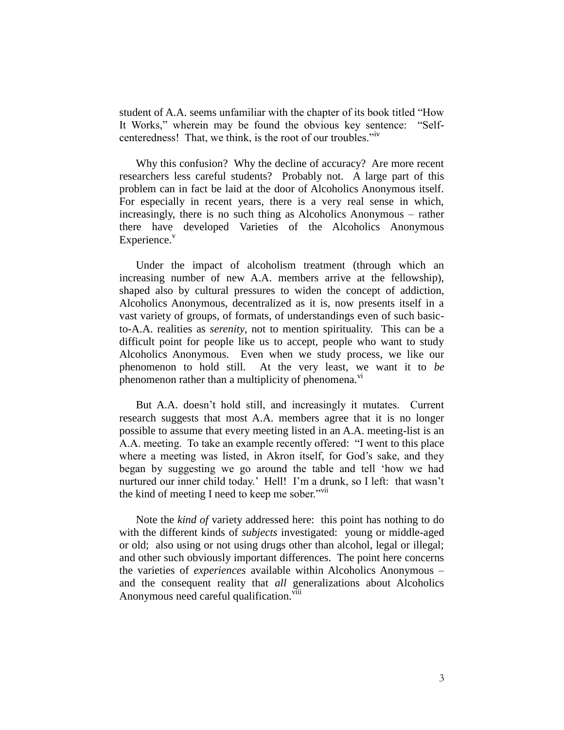student of A.A. seems unfamiliar with the chapter of its book titled "How It Works," wherein may be found the obvious key sentence: "Self-centeredness! That, we think, is the root of our troubles."[iv]

Why this confusion? Why the decline of accuracy? Are more recent researchers less careful students? Probably not. A large part of this problem can in fact be laid at the door of Alcoholics Anonymous itself. For especially in recent years, there is a very real sense in which, increasingly, there is no such thing as Alcoholics Anonymous – rather there have developed Varieties of the Alcoholics Anonymous Experience.[v]

Under the impact of alcoholism treatment (through which an increasing number of new A.A. members arrive at the fellowship), shaped also by cultural pressures to widen the concept of addiction, Alcoholics Anonymous, decentralized as it is, now presents itself in a vast variety of groups, of formats, of understandings even of such basic-to-A.A. realities as *serenity*, not to mention spirituality. This can be a difficult point for people like us to accept, people who want to study Alcoholics Anonymous. Even when we study process, we like our phenomenon to hold still. At the very least, we want it to *be* phenomenon rather than a multiplicity of phenomena.[vi]

But A.A. doesn't hold still, and increasingly it mutates. Current research suggests that most A.A. members agree that it is no longer possible to assume that every meeting listed in an A.A. meeting-list is an A.A. meeting. To take an example recently offered: "I went to this place where a meeting was listed, in Akron itself, for God's sake, and they began by suggesting we go around the table and tell 'how we had nurtured our inner child today.' Hell! I'm a drunk, so I left: that wasn't the kind of meeting I need to keep me sober."[vii]

Note the *kind of* variety addressed here: this point has nothing to do with the different kinds of *subjects* investigated: young or middle-aged or old; also using or not using drugs other than alcohol, legal or illegal; and other such obviously important differences. The point here concerns the varieties of *experiences* available within Alcoholics Anonymous – and the consequent reality that *all* generalizations about Alcoholics Anonymous need careful qualification.[viii]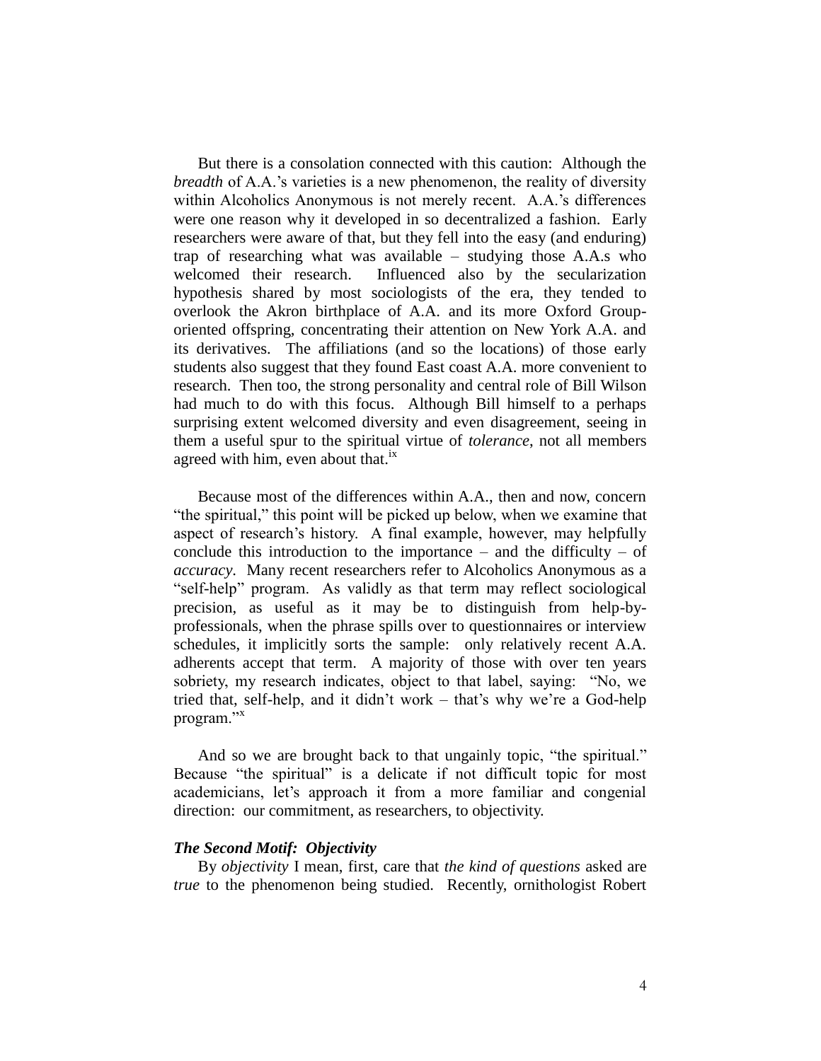But there is a consolation connected with this caution: Although the *breadth* of A.A.'s varieties is a new phenomenon, the reality of diversity within Alcoholics Anonymous is not merely recent. A.A.'s differences were one reason why it developed in so decentralized a fashion. Early researchers were aware of that, but they fell into the easy (and enduring) trap of researching what was available – studying those A.A.s who welcomed their research. Influenced also by the secularization hypothesis shared by most sociologists of the era, they tended to overlook the Akron birthplace of A.A. and its more Oxford Group-oriented offspring, concentrating their attention on New York A.A. and its derivatives. The affiliations (and so the locations) of those early students also suggest that they found East coast A.A. more convenient to research. Then too, the strong personality and central role of Bill Wilson had much to do with this focus. Although Bill himself to a perhaps surprising extent welcomed diversity and even disagreement, seeing in them a useful spur to the spiritual virtue of *tolerance*, not all members agreed with him, even about that.[ix]

Because most of the differences within A.A., then and now, concern "the spiritual," this point will be picked up below, when we examine that aspect of research's history. A final example, however, may helpfully conclude this introduction to the importance – and the difficulty – of *accuracy*. Many recent researchers refer to Alcoholics Anonymous as a "self-help" program. As validly as that term may reflect sociological precision, as useful as it may be to distinguish from help-by-professionals, when the phrase spills over to questionnaires or interview schedules, it implicitly sorts the sample: only relatively recent A.A. adherents accept that term. A majority of those with over ten years sobriety, my research indicates, object to that label, saying: "No, we tried that, self-help, and it didn't work – that's why we're a God-help program."[x]

And so we are brought back to that ungainly topic, "the spiritual." Because "the spiritual" is a delicate if not difficult topic for most academicians, let's approach it from a more familiar and congenial direction: our commitment, as researchers, to objectivity.

***The Second Motif: Objectivity***

By *objectivity* I mean, first, care that *the kind of questions* asked are *true* to the phenomenon being studied. Recently, ornithologist Robert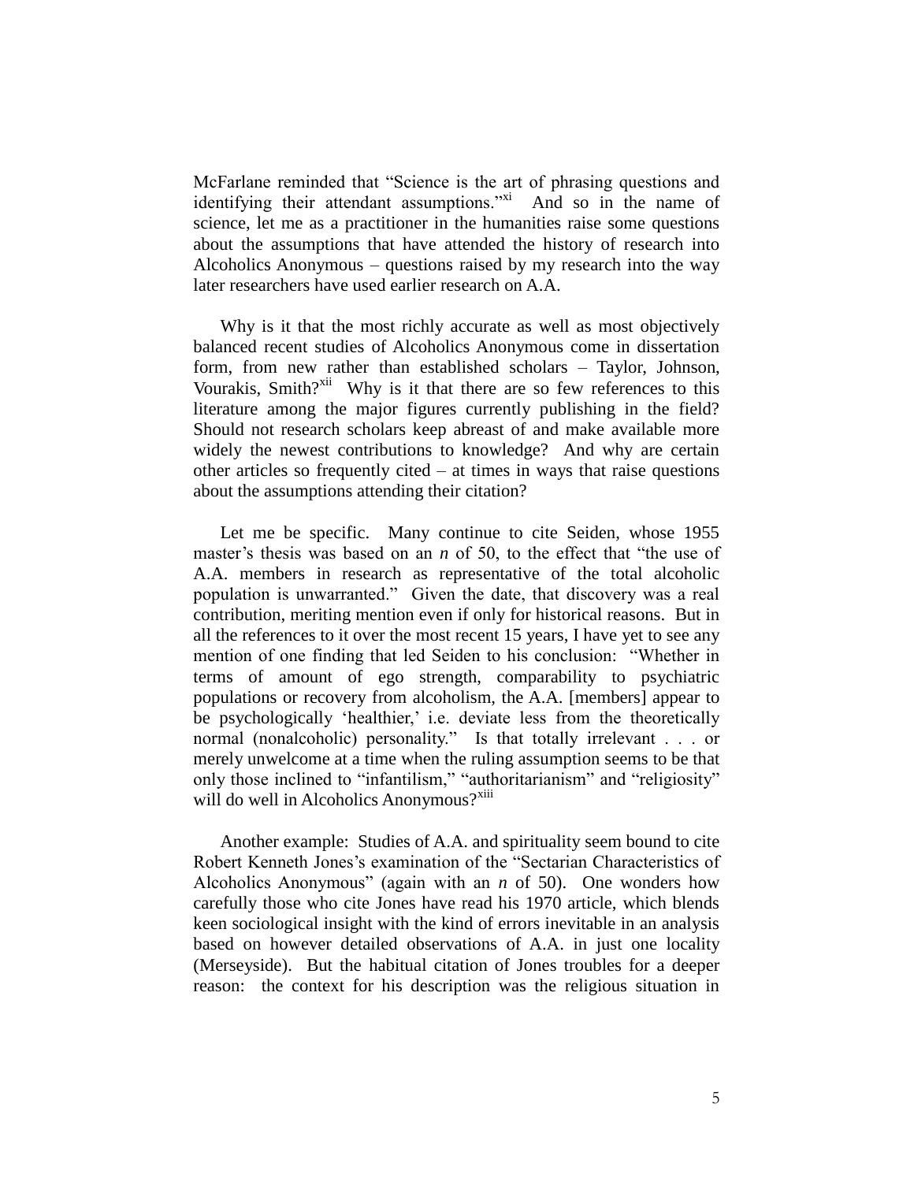McFarlane reminded that "Science is the art of phrasing questions and identifying their attendant assumptions."[xi] And so in the name of science, let me as a practitioner in the humanities raise some questions about the assumptions that have attended the history of research into Alcoholics Anonymous – questions raised by my research into the way later researchers have used earlier research on A.A.

Why is it that the most richly accurate as well as most objectively balanced recent studies of Alcoholics Anonymous come in dissertation form, from new rather than established scholars – Taylor, Johnson, Vourakis, Smith?[xii] Why is it that there are so few references to this literature among the major figures currently publishing in the field? Should not research scholars keep abreast of and make available more widely the newest contributions to knowledge? And why are certain other articles so frequently cited – at times in ways that raise questions about the assumptions attending their citation?

Let me be specific. Many continue to cite Seiden, whose 1955 master's thesis was based on an *n* of 50, to the effect that "the use of A.A. members in research as representative of the total alcoholic population is unwarranted." Given the date, that discovery was a real contribution, meriting mention even if only for historical reasons. But in all the references to it over the most recent 15 years, I have yet to see any mention of one finding that led Seiden to his conclusion: "Whether in terms of amount of ego strength, comparability to psychiatric populations or recovery from alcoholism, the A.A. [members] appear to be psychologically 'healthier,' i.e. deviate less from the theoretically normal (nonalcoholic) personality." Is that totally irrelevant . . . or merely unwelcome at a time when the ruling assumption seems to be that only those inclined to "infantilism," "authoritarianism" and "religiosity" will do well in Alcoholics Anonymous?[xiii]

Another example: Studies of A.A. and spirituality seem bound to cite Robert Kenneth Jones's examination of the "Sectarian Characteristics of Alcoholics Anonymous" (again with an *n* of 50). One wonders how carefully those who cite Jones have read his 1970 article, which blends keen sociological insight with the kind of errors inevitable in an analysis based on however detailed observations of A.A. in just one locality (Merseyside). But the habitual citation of Jones troubles for a deeper reason: the context for his description was the religious situation in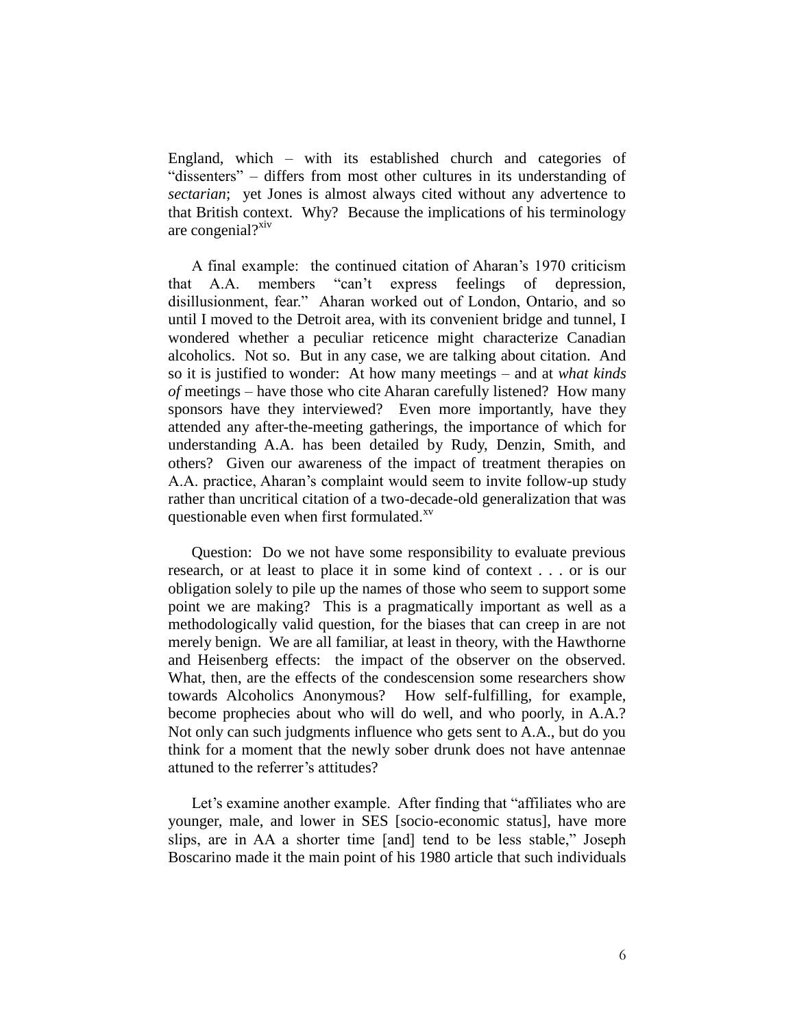England, which – with its established church and categories of "dissenters" – differs from most other cultures in its understanding of *sectarian*; yet Jones is almost always cited without any advertence to that British context. Why? Because the implications of his terminology are congenial?[xiv]

A final example: the continued citation of Aharan's 1970 criticism that A.A. members "can't express feelings of depression, disillusionment, fear." Aharan worked out of London, Ontario, and so until I moved to the Detroit area, with its convenient bridge and tunnel, I wondered whether a peculiar reticence might characterize Canadian alcoholics. Not so. But in any case, we are talking about citation. And so it is justified to wonder: At how many meetings – and at *what kinds of* meetings – have those who cite Aharan carefully listened? How many sponsors have they interviewed? Even more importantly, have they attended any after-the-meeting gatherings, the importance of which for understanding A.A. has been detailed by Rudy, Denzin, Smith, and others? Given our awareness of the impact of treatment therapies on A.A. practice, Aharan's complaint would seem to invite follow-up study rather than uncritical citation of a two-decade-old generalization that was questionable even when first formulated.[xv]

Question: Do we not have some responsibility to evaluate previous research, or at least to place it in some kind of context . . . or is our obligation solely to pile up the names of those who seem to support some point we are making? This is a pragmatically important as well as a methodologically valid question, for the biases that can creep in are not merely benign. We are all familiar, at least in theory, with the Hawthorne and Heisenberg effects: the impact of the observer on the observed. What, then, are the effects of the condescension some researchers show towards Alcoholics Anonymous? How self-fulfilling, for example, become prophecies about who will do well, and who poorly, in A.A.? Not only can such judgments influence who gets sent to A.A., but do you think for a moment that the newly sober drunk does not have antennae attuned to the referrer's attitudes?

Let's examine another example. After finding that "affiliates who are younger, male, and lower in SES [socio-economic status], have more slips, are in AA a shorter time [and] tend to be less stable," Joseph Boscarino made it the main point of his 1980 article that such individuals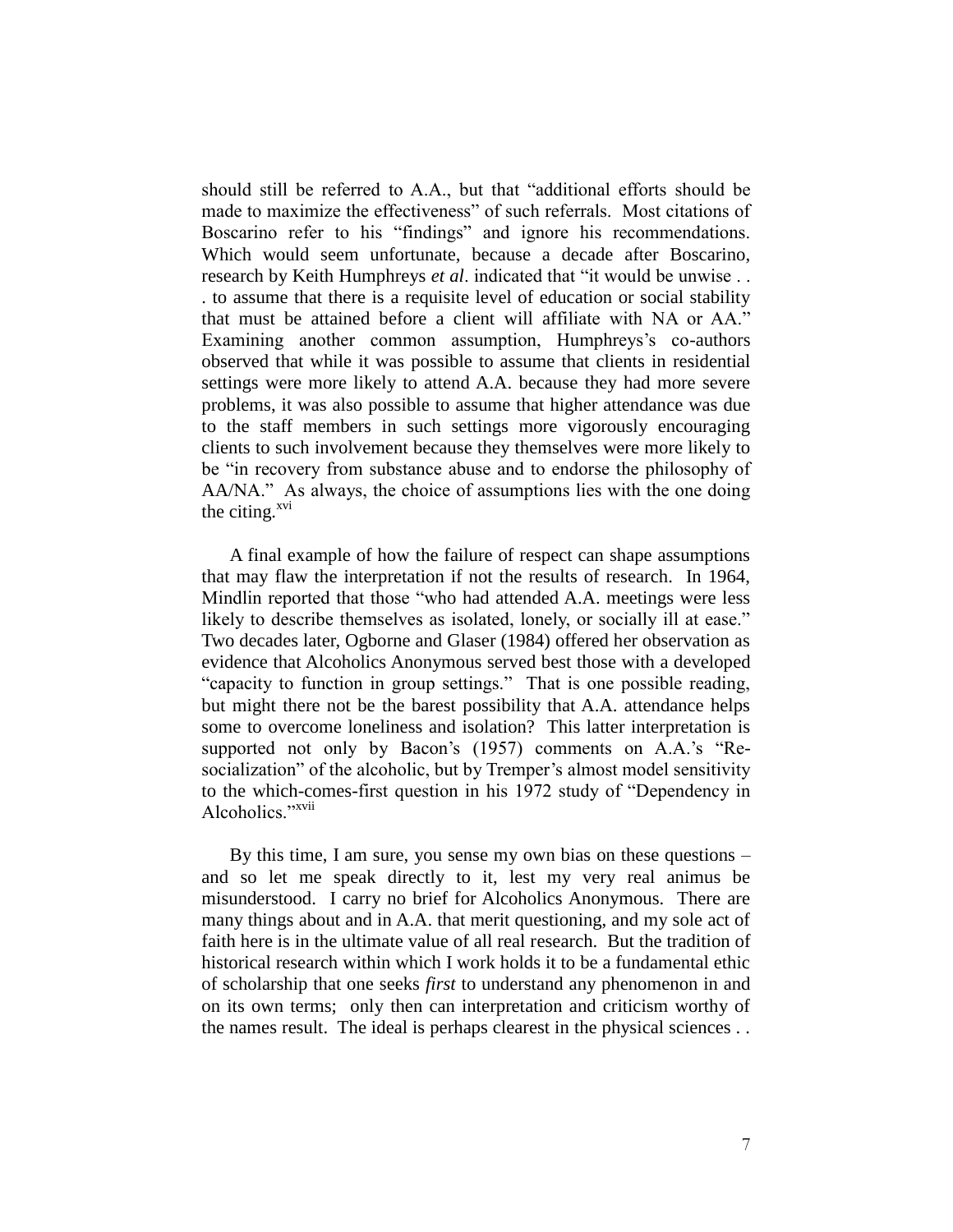should still be referred to A.A., but that "additional efforts should be made to maximize the effectiveness" of such referrals. Most citations of Boscarino refer to his "findings" and ignore his recommendations. Which would seem unfortunate, because a decade after Boscarino, research by Keith Humphreys *et al*. indicated that "it would be unwise . . . to assume that there is a requisite level of education or social stability that must be attained before a client will affiliate with NA or AA." Examining another common assumption, Humphreys's co-authors observed that while it was possible to assume that clients in residential settings were more likely to attend A.A. because they had more severe problems, it was also possible to assume that higher attendance was due to the staff members in such settings more vigorously encouraging clients to such involvement because they themselves were more likely to be "in recovery from substance abuse and to endorse the philosophy of AA/NA." As always, the choice of assumptions lies with the one doing the citing.[xvi]

A final example of how the failure of respect can shape assumptions that may flaw the interpretation if not the results of research. In 1964, Mindlin reported that those "who had attended A.A. meetings were less likely to describe themselves as isolated, lonely, or socially ill at ease." Two decades later, Ogborne and Glaser (1984) offered her observation as evidence that Alcoholics Anonymous served best those with a developed "capacity to function in group settings." That is one possible reading, but might there not be the barest possibility that A.A. attendance helps some to overcome loneliness and isolation? This latter interpretation is supported not only by Bacon's (1957) comments on A.A.'s "Re-socialization" of the alcoholic, but by Tremper's almost model sensitivity to the which-comes-first question in his 1972 study of "Dependency in Alcoholics."[xvii]

By this time, I am sure, you sense my own bias on these questions – and so let me speak directly to it, lest my very real animus be misunderstood. I carry no brief for Alcoholics Anonymous. There are many things about and in A.A. that merit questioning, and my sole act of faith here is in the ultimate value of all real research. But the tradition of historical research within which I work holds it to be a fundamental ethic of scholarship that one seeks *first* to understand any phenomenon in and on its own terms; only then can interpretation and criticism worthy of the names result. The ideal is perhaps clearest in the physical sciences . .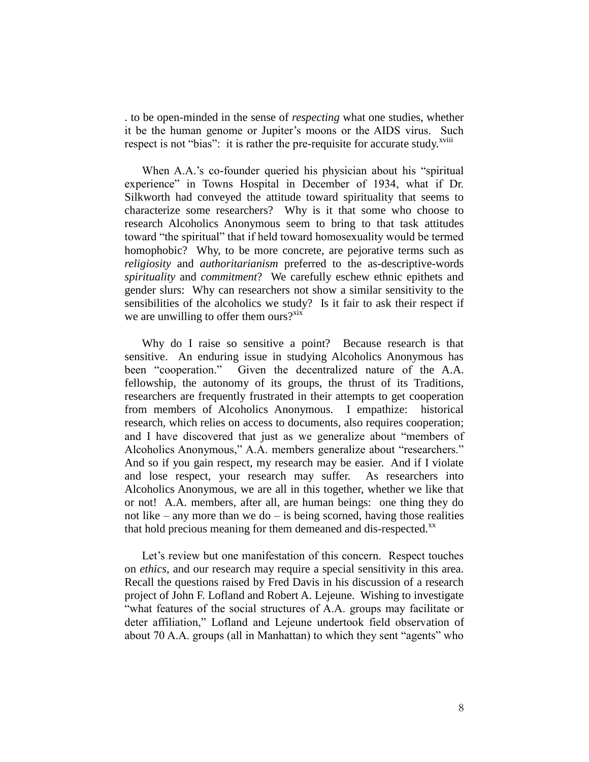. to be open-minded in the sense of *respecting* what one studies, whether it be the human genome or Jupiter's moons or the AIDS virus. Such respect is not "bias": it is rather the pre-requisite for accurate study.[xviii]

When A.A.'s co-founder queried his physician about his "spiritual experience" in Towns Hospital in December of 1934, what if Dr. Silkworth had conveyed the attitude toward spirituality that seems to characterize some researchers? Why is it that some who choose to research Alcoholics Anonymous seem to bring to that task attitudes toward "the spiritual" that if held toward homosexuality would be termed homophobic? Why, to be more concrete, are pejorative terms such as *religiosity* and *authoritarianism* preferred to the as-descriptive-words *spirituality* and *commitment*? We carefully eschew ethnic epithets and gender slurs: Why can researchers not show a similar sensitivity to the sensibilities of the alcoholics we study? Is it fair to ask their respect if we are unwilling to offer them ours?[xix]

Why do I raise so sensitive a point? Because research is that sensitive. An enduring issue in studying Alcoholics Anonymous has been "cooperation." Given the decentralized nature of the A.A. fellowship, the autonomy of its groups, the thrust of its Traditions, researchers are frequently frustrated in their attempts to get cooperation from members of Alcoholics Anonymous. I empathize: historical research, which relies on access to documents, also requires cooperation; and I have discovered that just as we generalize about "members of Alcoholics Anonymous," A.A. members generalize about "researchers." And so if you gain respect, my research may be easier. And if I violate and lose respect, your research may suffer. As researchers into Alcoholics Anonymous, we are all in this together, whether we like that or not! A.A. members, after all, are human beings: one thing they do not like – any more than we do – is being scorned, having those realities that hold precious meaning for them demeaned and dis-respected.[xx]

Let's review but one manifestation of this concern. Respect touches on *ethics*, and our research may require a special sensitivity in this area. Recall the questions raised by Fred Davis in his discussion of a research project of John F. Lofland and Robert A. Lejeune. Wishing to investigate "what features of the social structures of A.A. groups may facilitate or deter affiliation," Lofland and Lejeune undertook field observation of about 70 A.A. groups (all in Manhattan) to which they sent "agents" who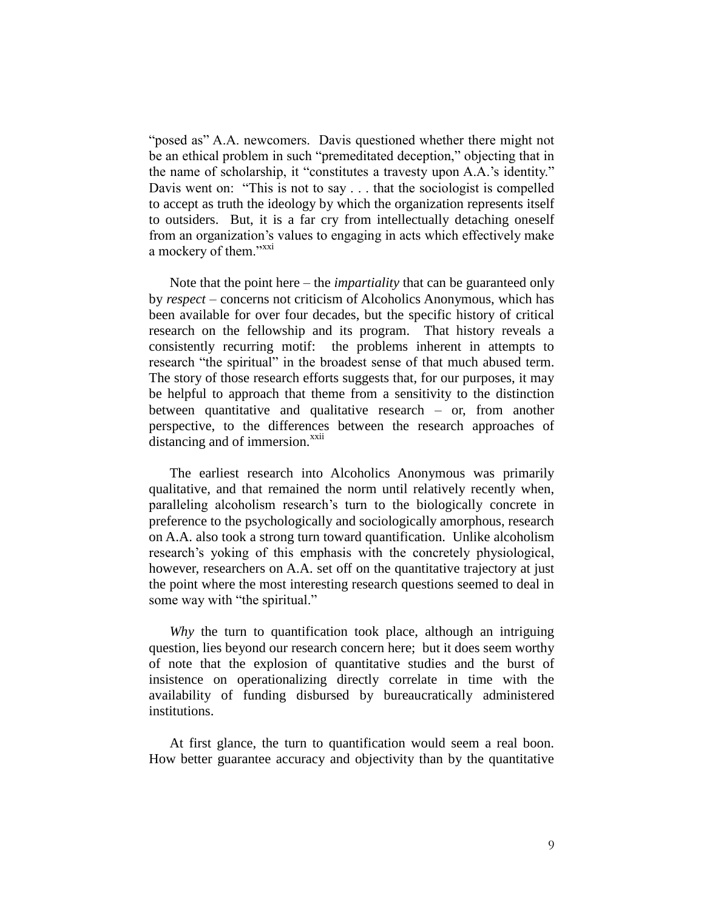"posed as" A.A. newcomers. Davis questioned whether there might not be an ethical problem in such "premeditated deception," objecting that in the name of scholarship, it "constitutes a travesty upon A.A.'s identity." Davis went on: "This is not to say . . . that the sociologist is compelled to accept as truth the ideology by which the organization represents itself to outsiders. But, it is a far cry from intellectually detaching oneself from an organization's values to engaging in acts which effectively make a mockery of them."[xxi]

Note that the point here – the *impartiality* that can be guaranteed only by *respect* – concerns not criticism of Alcoholics Anonymous, which has been available for over four decades, but the specific history of critical research on the fellowship and its program. That history reveals a consistently recurring motif: the problems inherent in attempts to research "the spiritual" in the broadest sense of that much abused term. The story of those research efforts suggests that, for our purposes, it may be helpful to approach that theme from a sensitivity to the distinction between quantitative and qualitative research – or, from another perspective, to the differences between the research approaches of distancing and of immersion.[xxii]

The earliest research into Alcoholics Anonymous was primarily qualitative, and that remained the norm until relatively recently when, paralleling alcoholism research's turn to the biologically concrete in preference to the psychologically and sociologically amorphous, research on A.A. also took a strong turn toward quantification. Unlike alcoholism research's yoking of this emphasis with the concretely physiological, however, researchers on A.A. set off on the quantitative trajectory at just the point where the most interesting research questions seemed to deal in some way with "the spiritual."

*Why* the turn to quantification took place, although an intriguing question, lies beyond our research concern here; but it does seem worthy of note that the explosion of quantitative studies and the burst of insistence on operationalizing directly correlate in time with the availability of funding disbursed by bureaucratically administered institutions.

At first glance, the turn to quantification would seem a real boon. How better guarantee accuracy and objectivity than by the quantitative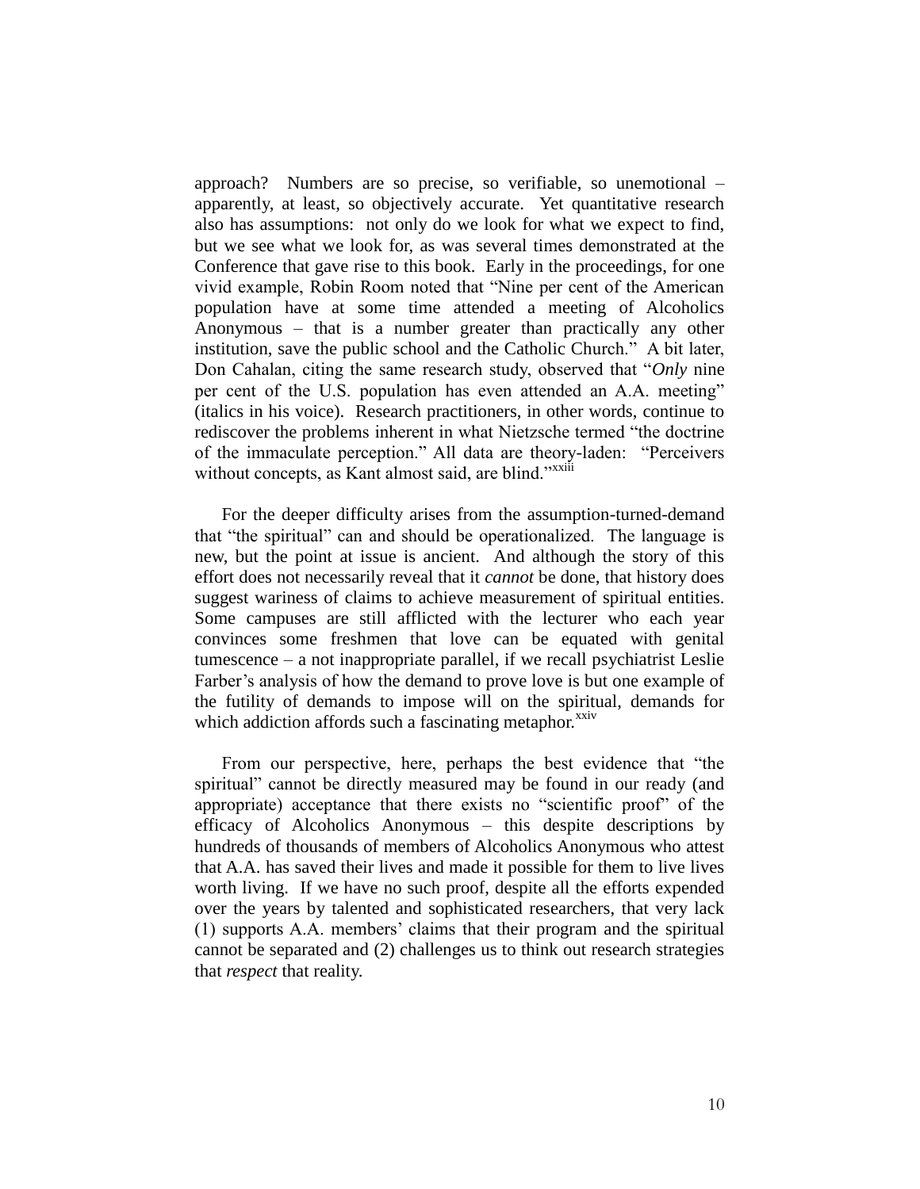approach? Numbers are so precise, so verifiable, so unemotional – apparently, at least, so objectively accurate. Yet quantitative research also has assumptions: not only do we look for what we expect to find, but we see what we look for, as was several times demonstrated at the Conference that gave rise to this book. Early in the proceedings, for one vivid example, Robin Room noted that "Nine per cent of the American population have at some time attended a meeting of Alcoholics Anonymous – that is a number greater than practically any other institution, save the public school and the Catholic Church." A bit later, Don Cahalan, citing the same research study, observed that "*Only* nine per cent of the U.S. population has even attended an A.A. meeting" (italics in his voice). Research practitioners, in other words, continue to rediscover the problems inherent in what Nietzsche termed "the doctrine of the immaculate perception." All data are theory-laden: "Perceivers without concepts, as Kant almost said, are blind."[xxiii]

For the deeper difficulty arises from the assumption-turned-demand that "the spiritual" can and should be operationalized. The language is new, but the point at issue is ancient. And although the story of this effort does not necessarily reveal that it *cannot* be done, that history does suggest wariness of claims to achieve measurement of spiritual entities. Some campuses are still afflicted with the lecturer who each year convinces some freshmen that love can be equated with genital tumescence – a not inappropriate parallel, if we recall psychiatrist Leslie Farber's analysis of how the demand to prove love is but one example of the futility of demands to impose will on the spiritual, demands for which addiction affords such a fascinating metaphor.[xxiv]

From our perspective, here, perhaps the best evidence that "the spiritual" cannot be directly measured may be found in our ready (and appropriate) acceptance that there exists no "scientific proof" of the efficacy of Alcoholics Anonymous – this despite descriptions by hundreds of thousands of members of Alcoholics Anonymous who attest that A.A. has saved their lives and made it possible for them to live lives worth living. If we have no such proof, despite all the efforts expended over the years by talented and sophisticated researchers, that very lack (1) supports A.A. members' claims that their program and the spiritual cannot be separated and (2) challenges us to think out research strategies that *respect* that reality.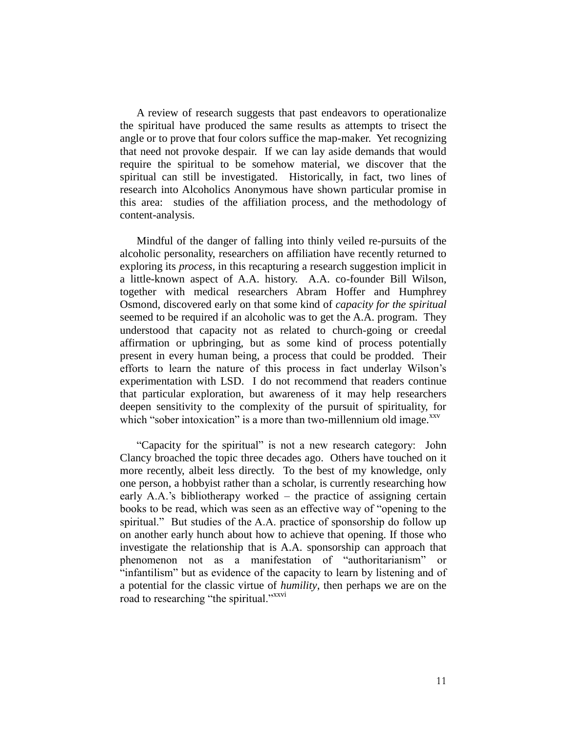A review of research suggests that past endeavors to operationalize the spiritual have produced the same results as attempts to trisect the angle or to prove that four colors suffice the map-maker. Yet recognizing that need not provoke despair. If we can lay aside demands that would require the spiritual to be somehow material, we discover that the spiritual can still be investigated. Historically, in fact, two lines of research into Alcoholics Anonymous have shown particular promise in this area: studies of the affiliation process, and the methodology of content-analysis.

Mindful of the danger of falling into thinly veiled re-pursuits of the alcoholic personality, researchers on affiliation have recently returned to exploring its *process*, in this recapturing a research suggestion implicit in a little-known aspect of A.A. history. A.A. co-founder Bill Wilson, together with medical researchers Abram Hoffer and Humphrey Osmond, discovered early on that some kind of *capacity for the spiritual* seemed to be required if an alcoholic was to get the A.A. program. They understood that capacity not as related to church-going or creedal affirmation or upbringing, but as some kind of process potentially present in every human being, a process that could be prodded. Their efforts to learn the nature of this process in fact underlay Wilson's experimentation with LSD. I do not recommend that readers continue that particular exploration, but awareness of it may help researchers deepen sensitivity to the complexity of the pursuit of spirituality, for which "sober intoxication" is a more than two-millennium old image.[xxv]

"Capacity for the spiritual" is not a new research category: John Clancy broached the topic three decades ago. Others have touched on it more recently, albeit less directly. To the best of my knowledge, only one person, a hobbyist rather than a scholar, is currently researching how early A.A.'s bibliotherapy worked – the practice of assigning certain books to be read, which was seen as an effective way of "opening to the spiritual." But studies of the A.A. practice of sponsorship do follow up on another early hunch about how to achieve that opening. If those who investigate the relationship that is A.A. sponsorship can approach that phenomenon not as a manifestation of "authoritarianism" or "infantilism" but as evidence of the capacity to learn by listening and of a potential for the classic virtue of *humility*, then perhaps we are on the road to researching "the spiritual."[xxvi]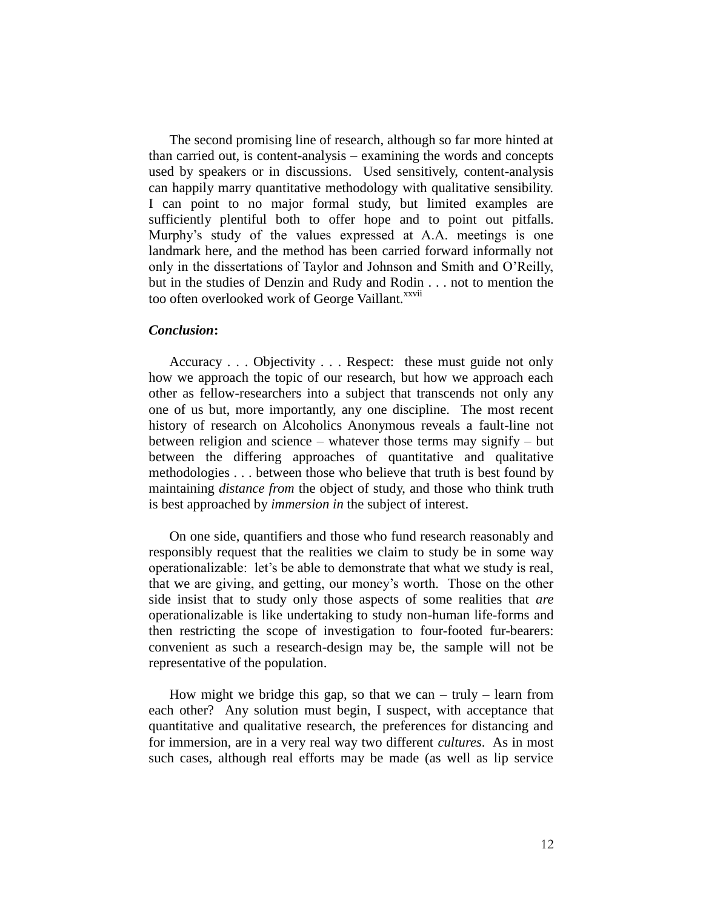The second promising line of research, although so far more hinted at than carried out, is content-analysis – examining the words and concepts used by speakers or in discussions. Used sensitively, content-analysis can happily marry quantitative methodology with qualitative sensibility. I can point to no major formal study, but limited examples are sufficiently plentiful both to offer hope and to point out pitfalls. Murphy's study of the values expressed at A.A. meetings is one landmark here, and the method has been carried forward informally not only in the dissertations of Taylor and Johnson and Smith and O'Reilly, but in the studies of Denzin and Rudy and Rodin . . . not to mention the too often overlooked work of George Vaillant.[xxvii]

### *Conclusion*:

Accuracy . . . Objectivity . . . Respect: these must guide not only how we approach the topic of our research, but how we approach each other as fellow-researchers into a subject that transcends not only any one of us but, more importantly, any one discipline. The most recent history of research on Alcoholics Anonymous reveals a fault-line not between religion and science – whatever those terms may signify – but between the differing approaches of quantitative and qualitative methodologies . . . between those who believe that truth is best found by maintaining *distance from* the object of study, and those who think truth is best approached by *immersion in* the subject of interest.

On one side, quantifiers and those who fund research reasonably and responsibly request that the realities we claim to study be in some way operationalizable: let's be able to demonstrate that what we study is real, that we are giving, and getting, our money's worth. Those on the other side insist that to study only those aspects of some realities that *are* operationalizable is like undertaking to study non-human life-forms and then restricting the scope of investigation to four-footed fur-bearers: convenient as such a research-design may be, the sample will not be representative of the population.

How might we bridge this gap, so that we can – truly – learn from each other? Any solution must begin, I suspect, with acceptance that quantitative and qualitative research, the preferences for distancing and for immersion, are in a very real way two different *cultures*. As in most such cases, although real efforts may be made (as well as lip service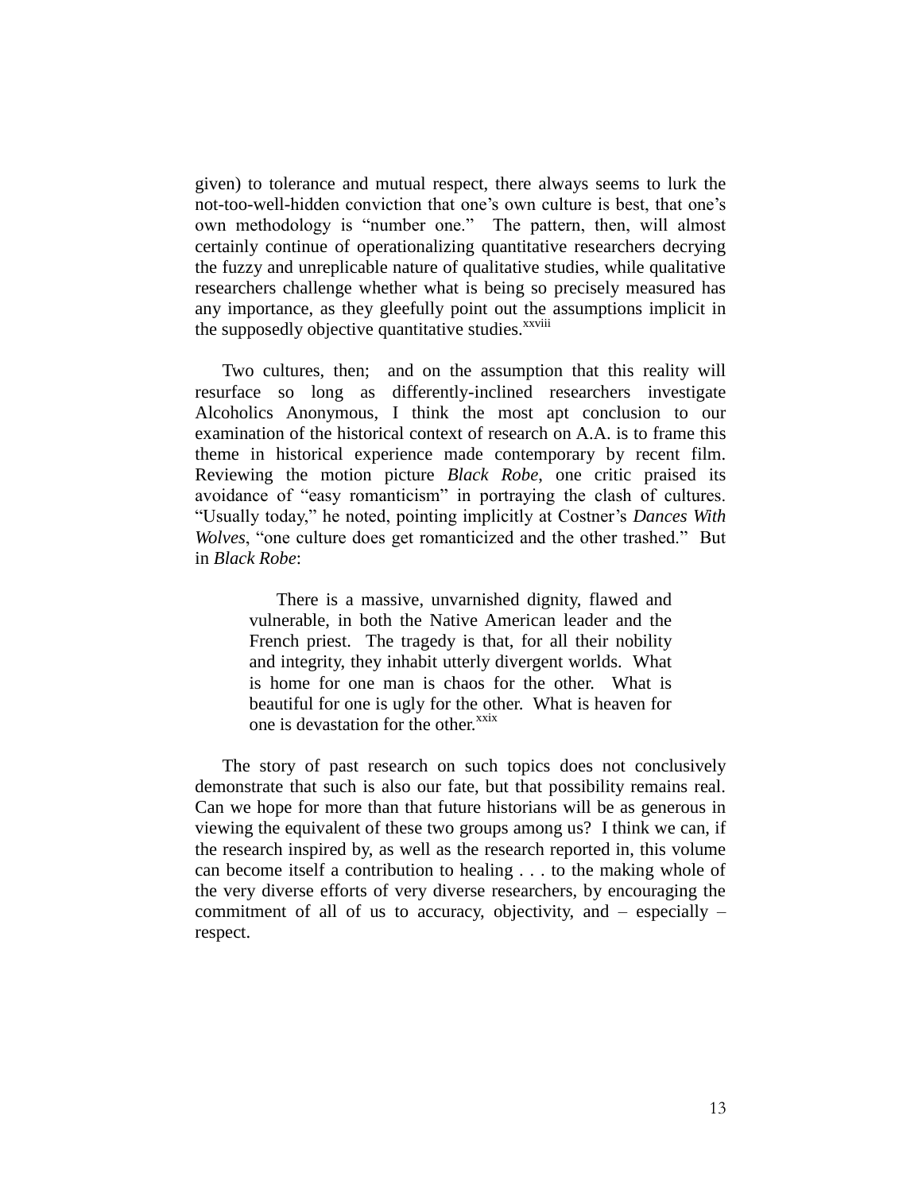given) to tolerance and mutual respect, there always seems to lurk the not-too-well-hidden conviction that one's own culture is best, that one's own methodology is "number one." The pattern, then, will almost certainly continue of operationalizing quantitative researchers decrying the fuzzy and unreplicable nature of qualitative studies, while qualitative researchers challenge whether what is being so precisely measured has any importance, as they gleefully point out the assumptions implicit in the supposedly objective quantitative studies.[xxviii]

Two cultures, then; and on the assumption that this reality will resurface so long as differently-inclined researchers investigate Alcoholics Anonymous, I think the most apt conclusion to our examination of the historical context of research on A.A. is to frame this theme in historical experience made contemporary by recent film. Reviewing the motion picture *Black Robe*, one critic praised its avoidance of "easy romanticism" in portraying the clash of cultures. "Usually today," he noted, pointing implicitly at Costner's *Dances With Wolves*, "one culture does get romanticized and the other trashed." But in *Black Robe*:

> There is a massive, unvarnished dignity, flawed and vulnerable, in both the Native American leader and the French priest. The tragedy is that, for all their nobility and integrity, they inhabit utterly divergent worlds. What is home for one man is chaos for the other. What is beautiful for one is ugly for the other. What is heaven for one is devastation for the other.[xxix]

The story of past research on such topics does not conclusively demonstrate that such is also our fate, but that possibility remains real. Can we hope for more than that future historians will be as generous in viewing the equivalent of these two groups among us? I think we can, if the research inspired by, as well as the research reported in, this volume can become itself a contribution to healing . . . to the making whole of the very diverse efforts of very diverse researchers, by encouraging the commitment of all of us to accuracy, objectivity, and – especially – respect.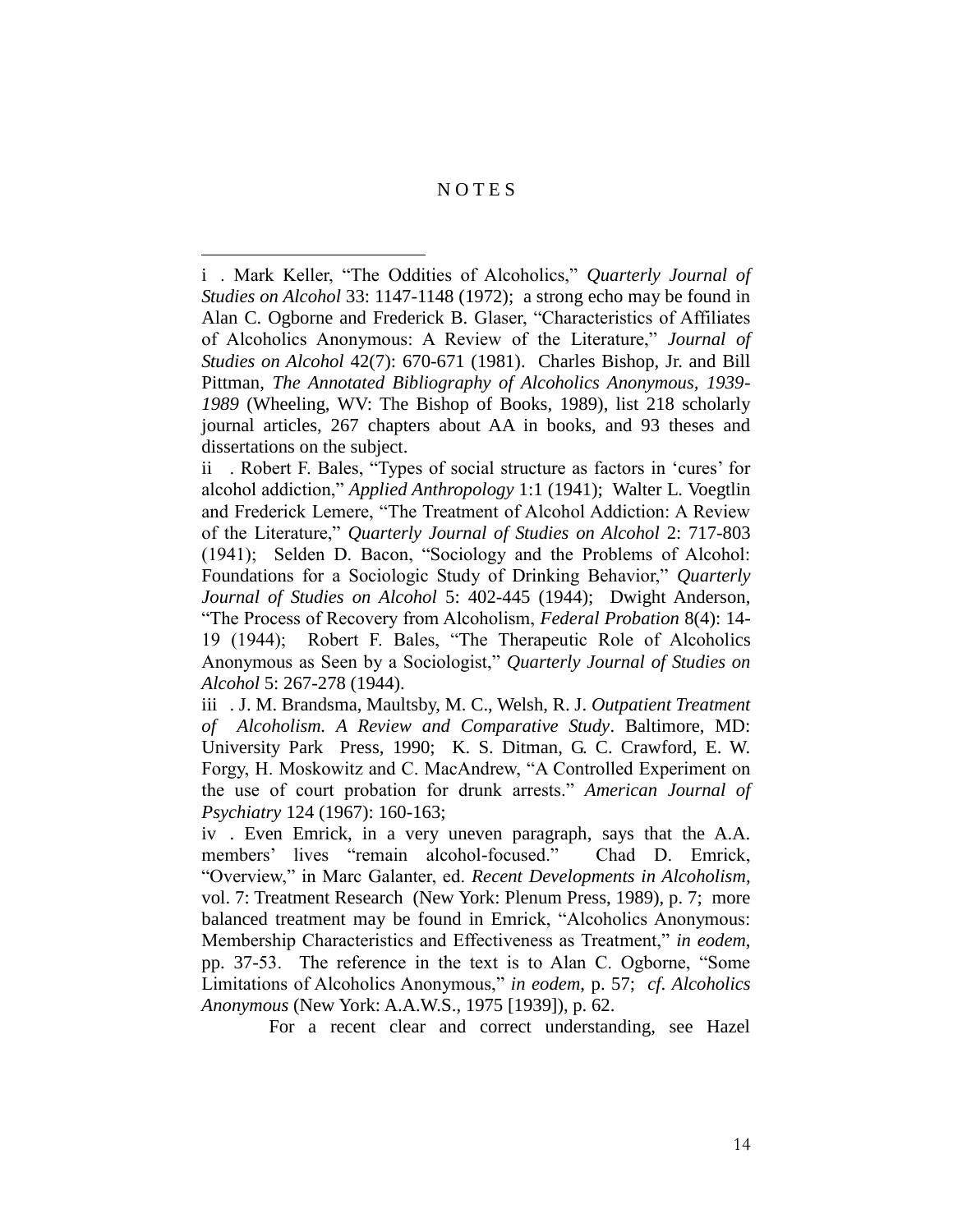# N O T E S

---

i . Mark Keller, "The Oddities of Alcoholics," *Quarterly Journal of Studies on Alcohol* 33: 1147-1148 (1972); a strong echo may be found in Alan C. Ogborne and Frederick B. Glaser, "Characteristics of Affiliates of Alcoholics Anonymous: A Review of the Literature," *Journal of Studies on Alcohol* 42(7): 670-671 (1981). Charles Bishop, Jr. and Bill Pittman, *The Annotated Bibliography of Alcoholics Anonymous, 1939-1989* (Wheeling, WV: The Bishop of Books, 1989), list 218 scholarly journal articles, 267 chapters about AA in books, and 93 theses and dissertations on the subject.

ii . Robert F. Bales, "Types of social structure as factors in 'cures' for alcohol addiction," *Applied Anthropology* 1:1 (1941); Walter L. Voegtlin and Frederick Lemere, "The Treatment of Alcohol Addiction: A Review of the Literature," *Quarterly Journal of Studies on Alcohol* 2: 717-803 (1941); Selden D. Bacon, "Sociology and the Problems of Alcohol: Foundations for a Sociologic Study of Drinking Behavior," *Quarterly Journal of Studies on Alcohol* 5: 402-445 (1944); Dwight Anderson, "The Process of Recovery from Alcoholism, *Federal Probation* 8(4): 14-19 (1944); Robert F. Bales, "The Therapeutic Role of Alcoholics Anonymous as Seen by a Sociologist," *Quarterly Journal of Studies on Alcohol* 5: 267-278 (1944).

iii . J. M. Brandsma, Maultsby, M. C., Welsh, R. J. *Outpatient Treatment of Alcoholism. A Review and Comparative Study*. Baltimore, MD: University Park Press, 1990; K. S. Ditman, G. C. Crawford, E. W. Forgy, H. Moskowitz and C. MacAndrew, "A Controlled Experiment on the use of court probation for drunk arrests." *American Journal of Psychiatry* 124 (1967): 160-163;

iv . Even Emrick, in a very uneven paragraph, says that the A.A. members' lives "remain alcohol-focused." Chad D. Emrick, "Overview," in Marc Galanter, ed. *Recent Developments in Alcoholism*, vol. 7: Treatment Research (New York: Plenum Press, 1989), p. 7; more balanced treatment may be found in Emrick, "Alcoholics Anonymous: Membership Characteristics and Effectiveness as Treatment," *in eodem*, pp. 37-53. The reference in the text is to Alan C. Ogborne, "Some Limitations of Alcoholics Anonymous," *in eodem*, p. 57; *cf. Alcoholics Anonymous* (New York: A.A.W.S., 1975 [1939]), p. 62.

For a recent clear and correct understanding, see Hazel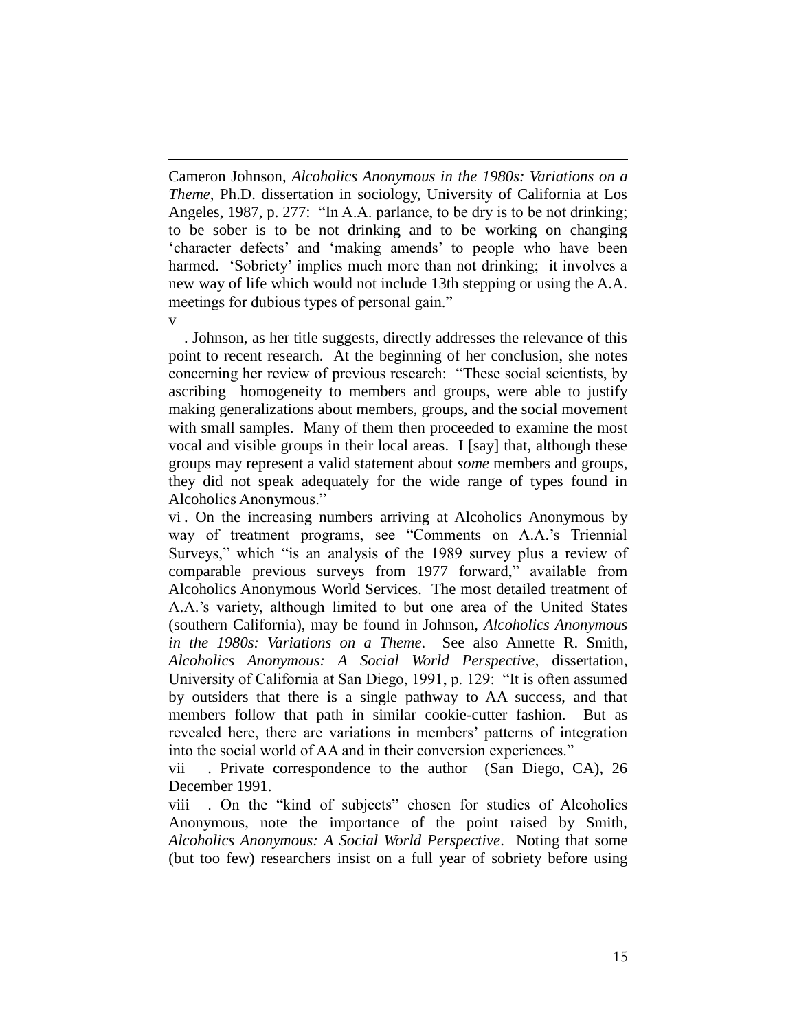Cameron Johnson, *Alcoholics Anonymous in the 1980s: Variations on a Theme*, Ph.D. dissertation in sociology, University of California at Los Angeles, 1987, p. 277: "In A.A. parlance, to be dry is to be not drinking; to be sober is to be not drinking and to be working on changing 'character defects' and 'making amends' to people who have been harmed. 'Sobriety' implies much more than not drinking; it involves a new way of life which would not include 13th stepping or using the A.A. meetings for dubious types of personal gain."

v . Johnson, as her title suggests, directly addresses the relevance of this point to recent research. At the beginning of her conclusion, she notes concerning her review of previous research: "These social scientists, by ascribing homogeneity to members and groups, were able to justify making generalizations about members, groups, and the social movement with small samples. Many of them then proceeded to examine the most vocal and visible groups in their local areas. I [say] that, although these groups may represent a valid statement about *some* members and groups, they did not speak adequately for the wide range of types found in Alcoholics Anonymous."

vi . On the increasing numbers arriving at Alcoholics Anonymous by way of treatment programs, see "Comments on A.A.'s Triennial Surveys," which "is an analysis of the 1989 survey plus a review of comparable previous surveys from 1977 forward," available from Alcoholics Anonymous World Services. The most detailed treatment of A.A.'s variety, although limited to but one area of the United States (southern California), may be found in Johnson, *Alcoholics Anonymous in the 1980s: Variations on a Theme*. See also Annette R. Smith, *Alcoholics Anonymous: A Social World Perspective*, dissertation, University of California at San Diego, 1991, p. 129: "It is often assumed by outsiders that there is a single pathway to AA success, and that members follow that path in similar cookie-cutter fashion. But as revealed here, there are variations in members' patterns of integration into the social world of AA and in their conversion experiences."

vii . Private correspondence to the author (San Diego, CA), 26 December 1991.

viii . On the "kind of subjects" chosen for studies of Alcoholics Anonymous, note the importance of the point raised by Smith, *Alcoholics Anonymous: A Social World Perspective*. Noting that some (but too few) researchers insist on a full year of sobriety before using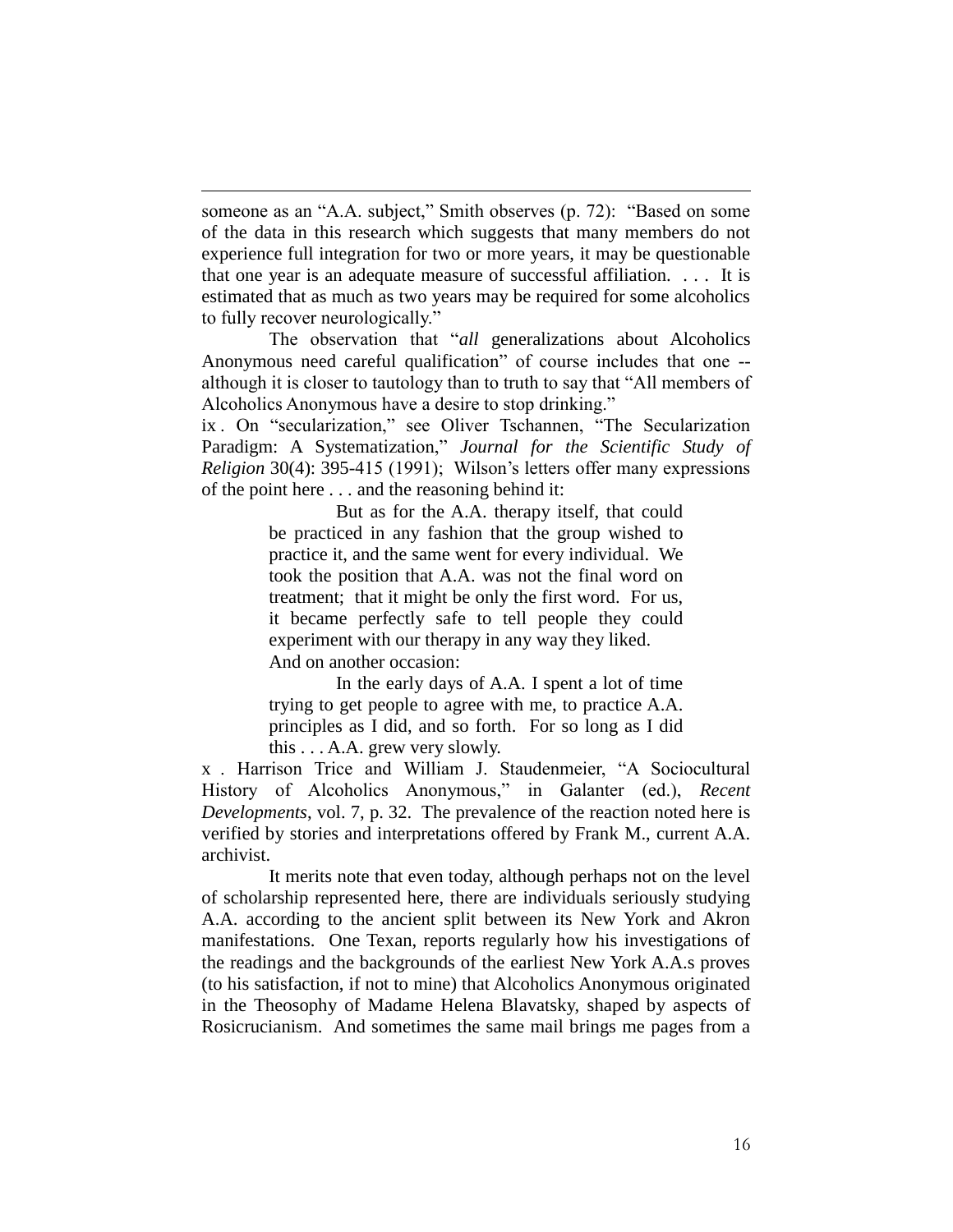someone as an "A.A. subject," Smith observes (p. 72): "Based on some of the data in this research which suggests that many members do not experience full integration for two or more years, it may be questionable that one year is an adequate measure of successful affiliation. . . . It is estimated that as much as two years may be required for some alcoholics to fully recover neurologically."

The observation that "*all* generalizations about Alcoholics Anonymous need careful qualification" of course includes that one -- although it is closer to tautology than to truth to say that "All members of Alcoholics Anonymous have a desire to stop drinking."

ix . On "secularization," see Oliver Tschannen, "The Secularization Paradigm: A Systematization," *Journal for the Scientific Study of Religion* 30(4): 395-415 (1991); Wilson's letters offer many expressions of the point here . . . and the reasoning behind it:

> But as for the A.A. therapy itself, that could be practiced in any fashion that the group wished to practice it, and the same went for every individual. We took the position that A.A. was not the final word on treatment; that it might be only the first word. For us, it became perfectly safe to tell people they could experiment with our therapy in any way they liked.

And on another occasion:

> In the early days of A.A. I spent a lot of time trying to get people to agree with me, to practice A.A. principles as I did, and so forth. For so long as I did this . . . A.A. grew very slowly.

x . Harrison Trice and William J. Staudenmeier, "A Sociocultural History of Alcoholics Anonymous," in Galanter (ed.), *Recent Developments*, vol. 7, p. 32. The prevalence of the reaction noted here is verified by stories and interpretations offered by Frank M., current A.A. archivist.

It merits note that even today, although perhaps not on the level of scholarship represented here, there are individuals seriously studying A.A. according to the ancient split between its New York and Akron manifestations. One Texan, reports regularly how his investigations of the readings and the backgrounds of the earliest New York A.A.s proves (to his satisfaction, if not to mine) that Alcoholics Anonymous originated in the Theosophy of Madame Helena Blavatsky, shaped by aspects of Rosicrucianism. And sometimes the same mail brings me pages from a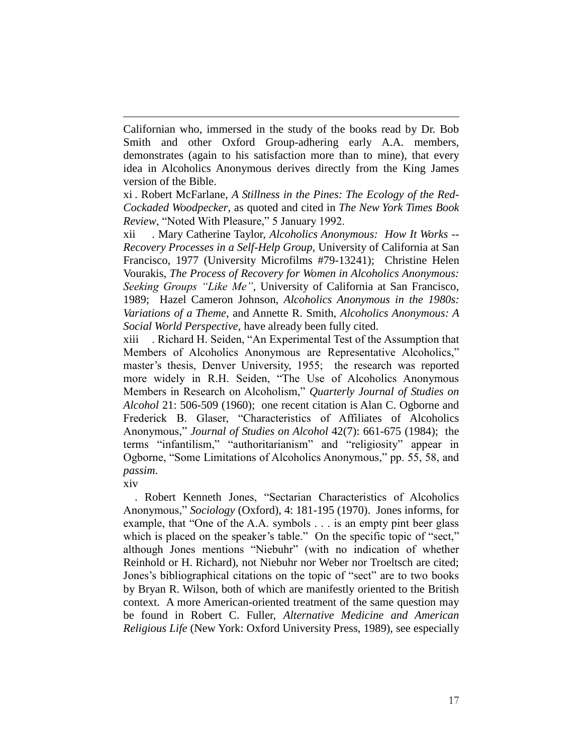Californian who, immersed in the study of the books read by Dr. Bob Smith and other Oxford Group-adhering early A.A. members, demonstrates (again to his satisfaction more than to mine), that every idea in Alcoholics Anonymous derives directly from the King James version of the Bible.

xi . Robert McFarlane, *A Stillness in the Pines: The Ecology of the Red-Cockaded Woodpecker*, as quoted and cited in *The New York Times Book Review*, "Noted With Pleasure," 5 January 1992.

xii . Mary Catherine Taylor, *Alcoholics Anonymous: How It Works -- Recovery Processes in a Self-Help Group*, University of California at San Francisco, 1977 (University Microfilms #79-13241); Christine Helen Vourakis, *The Process of Recovery for Women in Alcoholics Anonymous: Seeking Groups "Like Me"*, University of California at San Francisco, 1989; Hazel Cameron Johnson, *Alcoholics Anonymous in the 1980s: Variations of a Theme*, and Annette R. Smith, *Alcoholics Anonymous: A Social World Perspective*, have already been fully cited.

xiii . Richard H. Seiden, "An Experimental Test of the Assumption that Members of Alcoholics Anonymous are Representative Alcoholics," master's thesis, Denver University, 1955; the research was reported more widely in R.H. Seiden, "The Use of Alcoholics Anonymous Members in Research on Alcoholism," *Quarterly Journal of Studies on Alcohol* 21: 506-509 (1960); one recent citation is Alan C. Ogborne and Frederick B. Glaser, "Characteristics of Affiliates of Alcoholics Anonymous," *Journal of Studies on Alcohol* 42(7): 661-675 (1984); the terms "infantilism," "authoritarianism" and "religiosity" appear in Ogborne, "Some Limitations of Alcoholics Anonymous," pp. 55, 58, and *passim*.

xiv . Robert Kenneth Jones, "Sectarian Characteristics of Alcoholics Anonymous," *Sociology* (Oxford), 4: 181-195 (1970). Jones informs, for example, that "One of the A.A. symbols . . . is an empty pint beer glass which is placed on the speaker's table." On the specific topic of "sect," although Jones mentions "Niebuhr" (with no indication of whether Reinhold or H. Richard), not Niebuhr nor Weber nor Troeltsch are cited; Jones's bibliographical citations on the topic of "sect" are to two books by Bryan R. Wilson, both of which are manifestly oriented to the British context. A more American-oriented treatment of the same question may be found in Robert C. Fuller, *Alternative Medicine and American Religious Life* (New York: Oxford University Press, 1989), see especially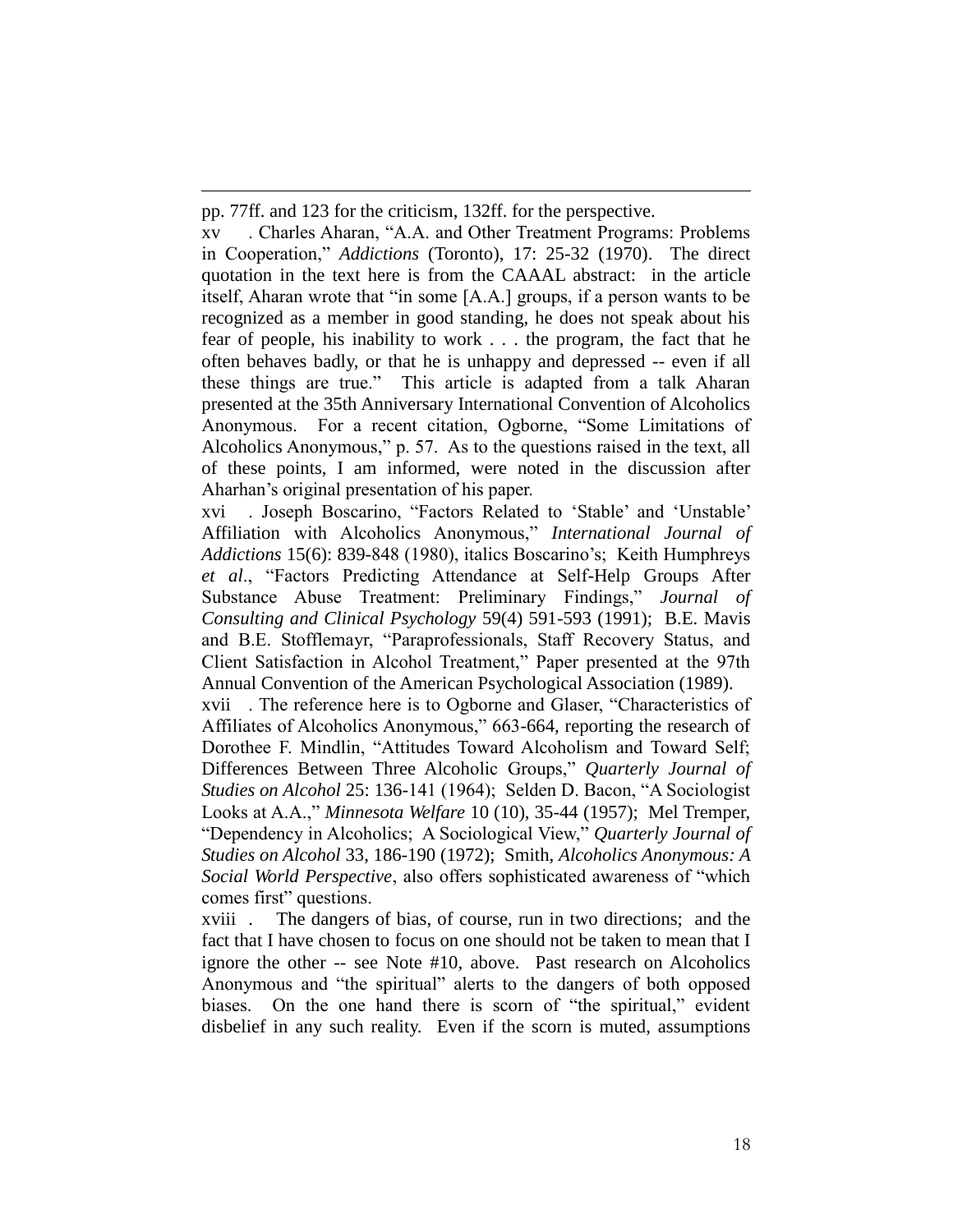pp. 77ff. and 123 for the criticism, 132ff. for the perspective.

xv . Charles Aharan, "A.A. and Other Treatment Programs: Problems in Cooperation," *Addictions* (Toronto), 17: 25-32 (1970). The direct quotation in the text here is from the CAAAL abstract: in the article itself, Aharan wrote that "in some [A.A.] groups, if a person wants to be recognized as a member in good standing, he does not speak about his fear of people, his inability to work . . . the program, the fact that he often behaves badly, or that he is unhappy and depressed -- even if all these things are true." This article is adapted from a talk Aharan presented at the 35th Anniversary International Convention of Alcoholics Anonymous. For a recent citation, Ogborne, "Some Limitations of Alcoholics Anonymous," p. 57. As to the questions raised in the text, all of these points, I am informed, were noted in the discussion after Aharhan's original presentation of his paper.

xvi . Joseph Boscarino, "Factors Related to 'Stable' and 'Unstable' Affiliation with Alcoholics Anonymous," *International Journal of Addictions* 15(6): 839-848 (1980), italics Boscarino's; Keith Humphreys *et al*., "Factors Predicting Attendance at Self-Help Groups After Substance Abuse Treatment: Preliminary Findings," *Journal of Consulting and Clinical Psychology* 59(4) 591-593 (1991); B.E. Mavis and B.E. Stofflemayr, "Paraprofessionals, Staff Recovery Status, and Client Satisfaction in Alcohol Treatment," Paper presented at the 97th Annual Convention of the American Psychological Association (1989).

xvii . The reference here is to Ogborne and Glaser, "Characteristics of Affiliates of Alcoholics Anonymous," 663-664, reporting the research of Dorothee F. Mindlin, "Attitudes Toward Alcoholism and Toward Self; Differences Between Three Alcoholic Groups," *Quarterly Journal of Studies on Alcohol* 25: 136-141 (1964); Selden D. Bacon, "A Sociologist Looks at A.A.," *Minnesota Welfare* 10 (10), 35-44 (1957); Mel Tremper, "Dependency in Alcoholics; A Sociological View," *Quarterly Journal of Studies on Alcohol* 33, 186-190 (1972); Smith, *Alcoholics Anonymous: A Social World Perspective*, also offers sophisticated awareness of "which comes first" questions.

xviii . The dangers of bias, of course, run in two directions; and the fact that I have chosen to focus on one should not be taken to mean that I ignore the other -- see Note #10, above. Past research on Alcoholics Anonymous and "the spiritual" alerts to the dangers of both opposed biases. On the one hand there is scorn of "the spiritual," evident disbelief in any such reality. Even if the scorn is muted, assumptions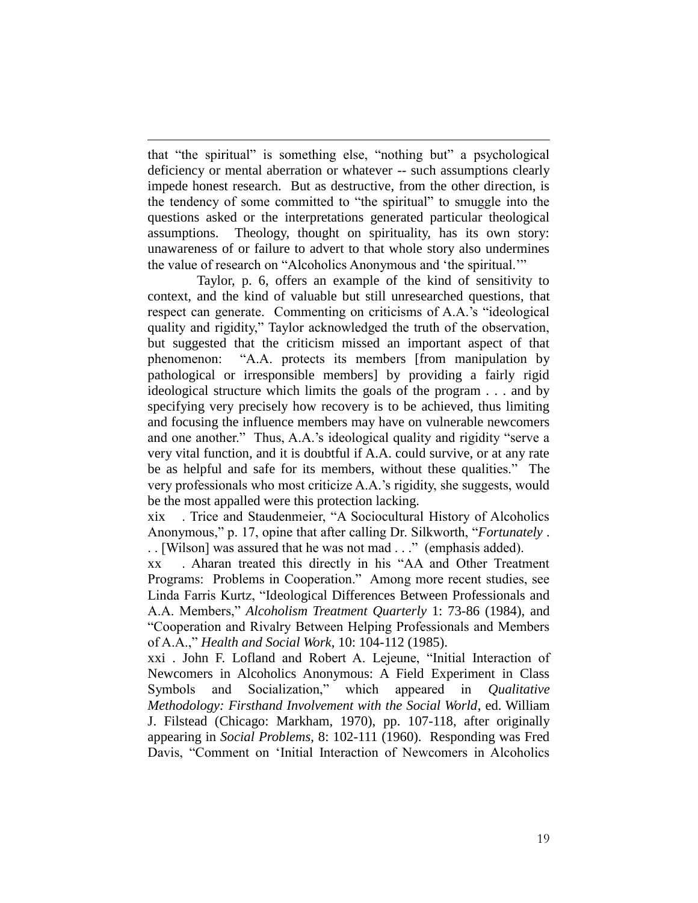that "the spiritual" is something else, "nothing but" a psychological deficiency or mental aberration or whatever -- such assumptions clearly impede honest research. But as destructive, from the other direction, is the tendency of some committed to "the spiritual" to smuggle into the questions asked or the interpretations generated particular theological assumptions. Theology, thought on spirituality, has its own story: unawareness of or failure to advert to that whole story also undermines the value of research on "Alcoholics Anonymous and 'the spiritual.'"

Taylor, p. 6, offers an example of the kind of sensitivity to context, and the kind of valuable but still unresearched questions, that respect can generate. Commenting on criticisms of A.A.'s "ideological quality and rigidity," Taylor acknowledged the truth of the observation, but suggested that the criticism missed an important aspect of that phenomenon: "A.A. protects its members [from manipulation by pathological or irresponsible members] by providing a fairly rigid ideological structure which limits the goals of the program . . . and by specifying very precisely how recovery is to be achieved, thus limiting and focusing the influence members may have on vulnerable newcomers and one another." Thus, A.A.'s ideological quality and rigidity "serve a very vital function, and it is doubtful if A.A. could survive, or at any rate be as helpful and safe for its members, without these qualities." The very professionals who most criticize A.A.'s rigidity, she suggests, would be the most appalled were this protection lacking.

xix . Trice and Staudenmeier, "A Sociocultural History of Alcoholics Anonymous," p. 17, opine that after calling Dr. Silkworth, "*Fortunately* . . . [Wilson] was assured that he was not mad . . ." (emphasis added).

xx . Aharan treated this directly in his "AA and Other Treatment Programs: Problems in Cooperation." Among more recent studies, see Linda Farris Kurtz, "Ideological Differences Between Professionals and A.A. Members," *Alcoholism Treatment Quarterly* 1: 73-86 (1984), and "Cooperation and Rivalry Between Helping Professionals and Members of A.A.," *Health and Social Work*, 10: 104-112 (1985).

xxi . John F. Lofland and Robert A. Lejeune, "Initial Interaction of Newcomers in Alcoholics Anonymous: A Field Experiment in Class Symbols and Socialization," which appeared in *Qualitative Methodology: Firsthand Involvement with the Social World*, ed. William J. Filstead (Chicago: Markham, 1970), pp. 107-118, after originally appearing in *Social Problems*, 8: 102-111 (1960). Responding was Fred Davis, "Comment on 'Initial Interaction of Newcomers in Alcoholics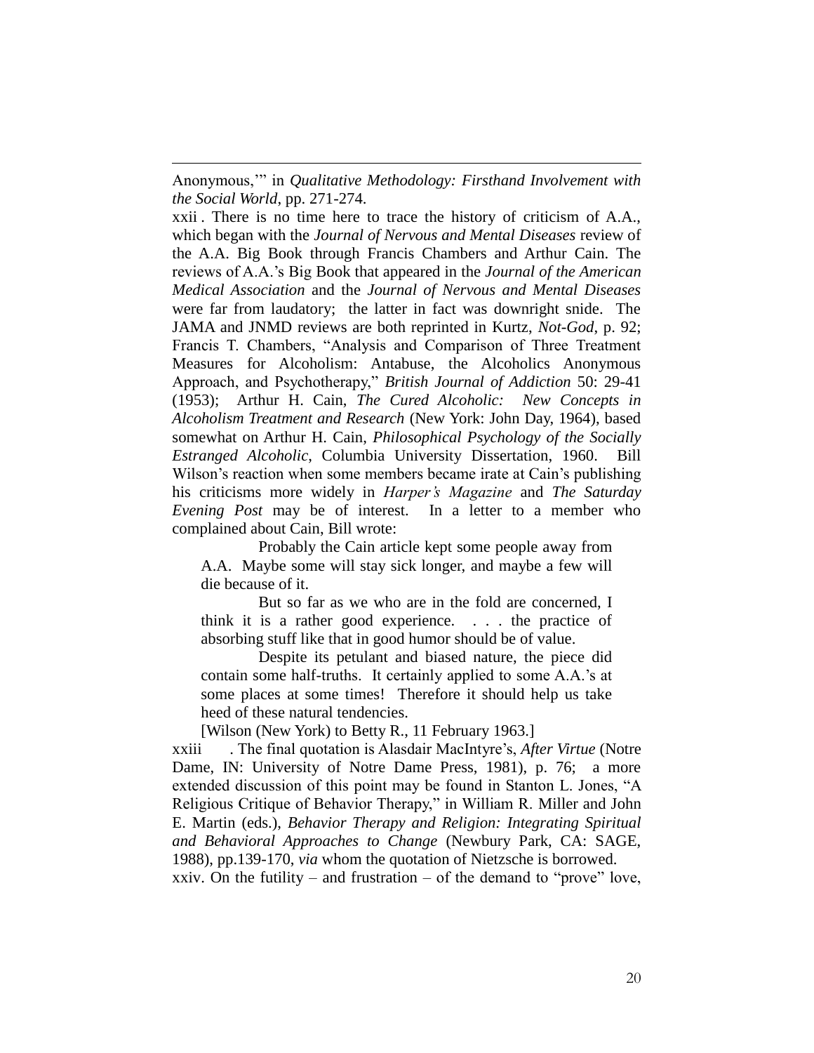Anonymous,'" in *Qualitative Methodology: Firsthand Involvement with the Social World*, pp. 271-274.

xxii . There is no time here to trace the history of criticism of A.A., which began with the *Journal of Nervous and Mental Diseases* review of the A.A. Big Book through Francis Chambers and Arthur Cain. The reviews of A.A.'s Big Book that appeared in the *Journal of the American Medical Association* and the *Journal of Nervous and Mental Diseases* were far from laudatory; the latter in fact was downright snide. The JAMA and JNMD reviews are both reprinted in Kurtz, *Not-God*, p. 92; Francis T. Chambers, "Analysis and Comparison of Three Treatment Measures for Alcoholism: Antabuse, the Alcoholics Anonymous Approach, and Psychotherapy," *British Journal of Addiction* 50: 29-41 (1953); Arthur H. Cain, *The Cured Alcoholic: New Concepts in Alcoholism Treatment and Research* (New York: John Day, 1964), based somewhat on Arthur H. Cain, *Philosophical Psychology of the Socially Estranged Alcoholic*, Columbia University Dissertation, 1960. Bill Wilson's reaction when some members became irate at Cain's publishing his criticisms more widely in *Harper's Magazine* and *The Saturday Evening Post* may be of interest. In a letter to a member who complained about Cain, Bill wrote:

> Probably the Cain article kept some people away from A.A. Maybe some will stay sick longer, and maybe a few will die because of it.
>
> But so far as we who are in the fold are concerned, I think it is a rather good experience. . . . the practice of absorbing stuff like that in good humor should be of value.
>
> Despite its petulant and biased nature, the piece did contain some half-truths. It certainly applied to some A.A.'s at some places at some times! Therefore it should help us take heed of these natural tendencies.
>
> [Wilson (New York) to Betty R., 11 February 1963.]

xxiii . The final quotation is Alasdair MacIntyre's, *After Virtue* (Notre Dame, IN: University of Notre Dame Press, 1981), p. 76; a more extended discussion of this point may be found in Stanton L. Jones, "A Religious Critique of Behavior Therapy," in William R. Miller and John E. Martin (eds.), *Behavior Therapy and Religion: Integrating Spiritual and Behavioral Approaches to Change* (Newbury Park, CA: SAGE, 1988), pp.139-170, *via* whom the quotation of Nietzsche is borrowed.

xxiv. On the futility – and frustration – of the demand to "prove" love,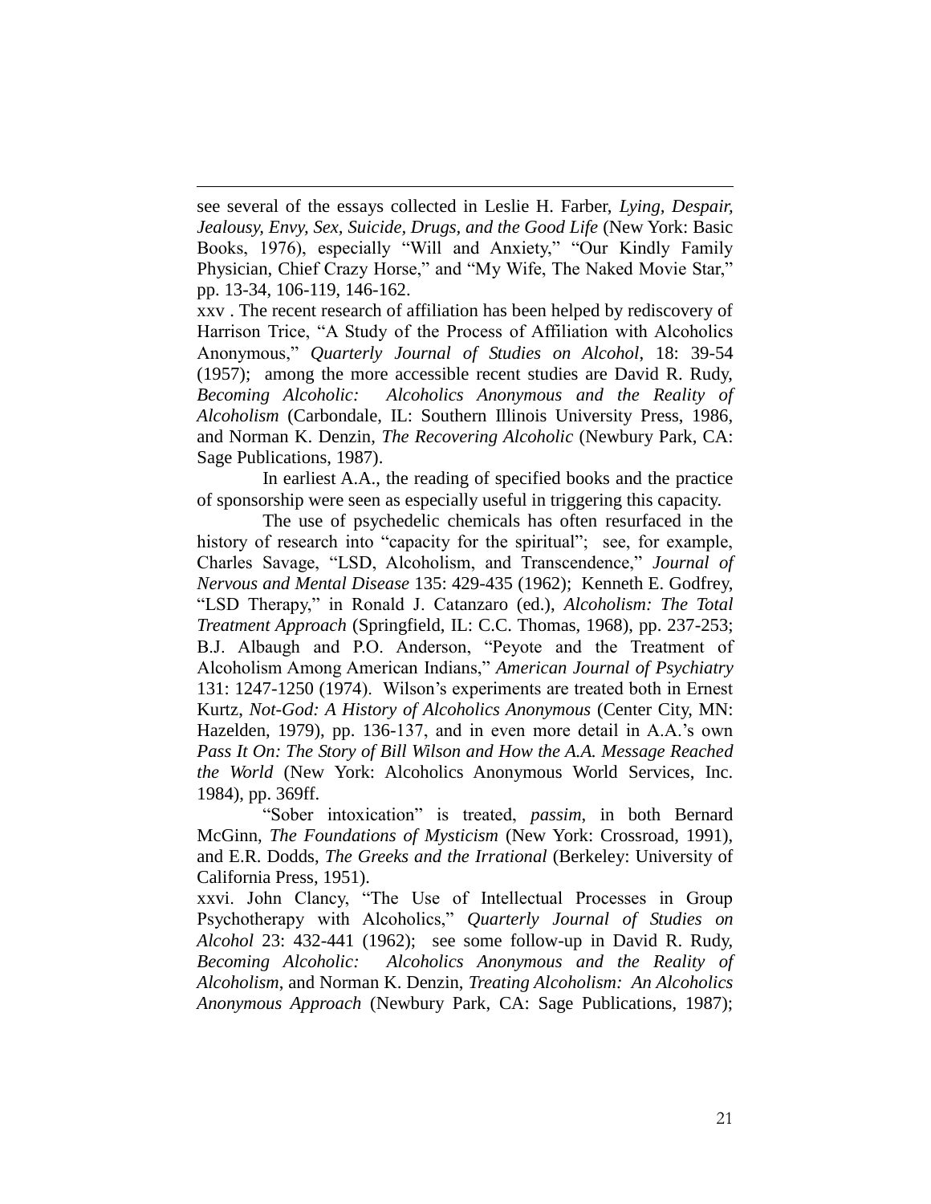see several of the essays collected in Leslie H. Farber, *Lying, Despair, Jealousy, Envy, Sex, Suicide, Drugs, and the Good Life* (New York: Basic Books, 1976), especially "Will and Anxiety," "Our Kindly Family Physician, Chief Crazy Horse," and "My Wife, The Naked Movie Star," pp. 13-34, 106-119, 146-162.

xxv . The recent research of affiliation has been helped by rediscovery of Harrison Trice, "A Study of the Process of Affiliation with Alcoholics Anonymous," *Quarterly Journal of Studies on Alcohol*, 18: 39-54 (1957); among the more accessible recent studies are David R. Rudy, *Becoming Alcoholic: Alcoholics Anonymous and the Reality of Alcoholism* (Carbondale, IL: Southern Illinois University Press, 1986, and Norman K. Denzin, *The Recovering Alcoholic* (Newbury Park, CA: Sage Publications, 1987).

In earliest A.A., the reading of specified books and the practice of sponsorship were seen as especially useful in triggering this capacity.

The use of psychedelic chemicals has often resurfaced in the history of research into "capacity for the spiritual"; see, for example, Charles Savage, "LSD, Alcoholism, and Transcendence," *Journal of Nervous and Mental Disease* 135: 429-435 (1962); Kenneth E. Godfrey, "LSD Therapy," in Ronald J. Catanzaro (ed.), *Alcoholism: The Total Treatment Approach* (Springfield, IL: C.C. Thomas, 1968), pp. 237-253; B.J. Albaugh and P.O. Anderson, "Peyote and the Treatment of Alcoholism Among American Indians," *American Journal of Psychiatry* 131: 1247-1250 (1974). Wilson's experiments are treated both in Ernest Kurtz, *Not-God: A History of Alcoholics Anonymous* (Center City, MN: Hazelden, 1979), pp. 136-137, and in even more detail in A.A.'s own *Pass It On: The Story of Bill Wilson and How the A.A. Message Reached the World* (New York: Alcoholics Anonymous World Services, Inc. 1984), pp. 369ff.

"Sober intoxication" is treated, *passim*, in both Bernard McGinn, *The Foundations of Mysticism* (New York: Crossroad, 1991), and E.R. Dodds, *The Greeks and the Irrational* (Berkeley: University of California Press, 1951).

xxvi. John Clancy, "The Use of Intellectual Processes in Group Psychotherapy with Alcoholics," *Quarterly Journal of Studies on Alcohol* 23: 432-441 (1962); see some follow-up in David R. Rudy, *Becoming Alcoholic: Alcoholics Anonymous and the Reality of Alcoholism*, and Norman K. Denzin, *Treating Alcoholism: An Alcoholics Anonymous Approach* (Newbury Park, CA: Sage Publications, 1987);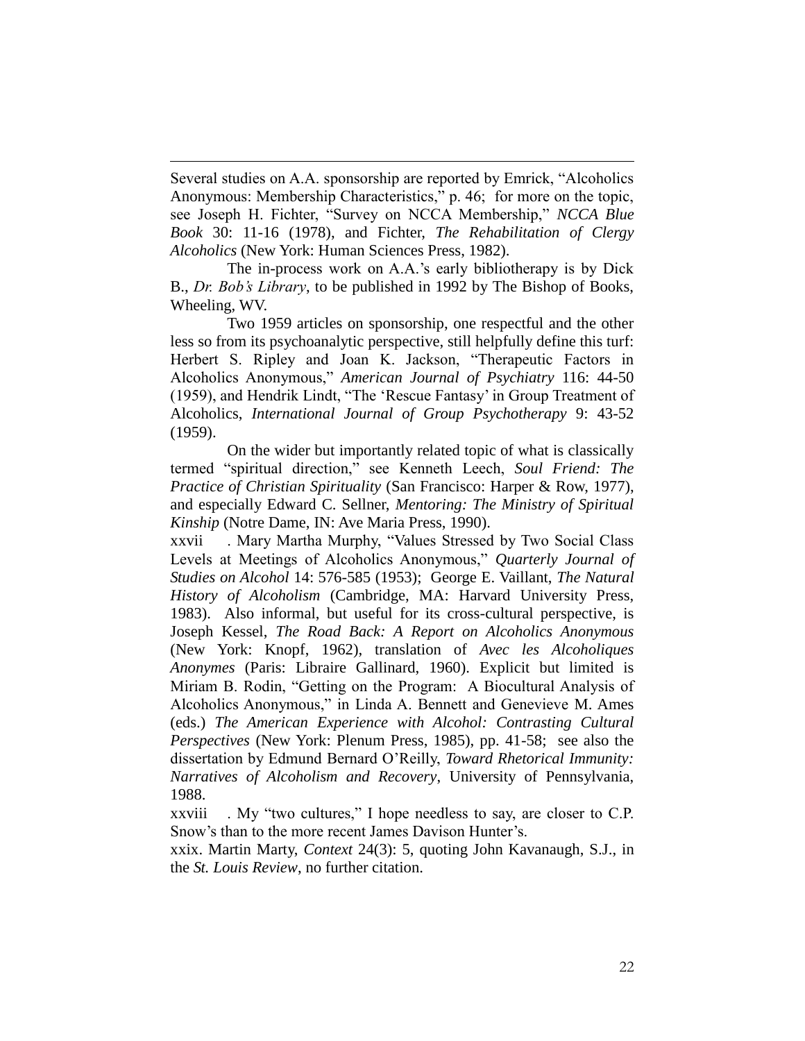Several studies on A.A. sponsorship are reported by Emrick, "Alcoholics Anonymous: Membership Characteristics," p. 46; for more on the topic, see Joseph H. Fichter, "Survey on NCCA Membership," *NCCA Blue Book* 30: 11-16 (1978), and Fichter, *The Rehabilitation of Clergy Alcoholics* (New York: Human Sciences Press, 1982).

The in-process work on A.A.'s early bibliotherapy is by Dick B., *Dr. Bob's Library*, to be published in 1992 by The Bishop of Books, Wheeling, WV.

Two 1959 articles on sponsorship, one respectful and the other less so from its psychoanalytic perspective, still helpfully define this turf: Herbert S. Ripley and Joan K. Jackson, "Therapeutic Factors in Alcoholics Anonymous," *American Journal of Psychiatry* 116: 44-50 (1959), and Hendrik Lindt, "The 'Rescue Fantasy' in Group Treatment of Alcoholics, *International Journal of Group Psychotherapy* 9: 43-52 (1959).

On the wider but importantly related topic of what is classically termed "spiritual direction," see Kenneth Leech, *Soul Friend: The Practice of Christian Spirituality* (San Francisco: Harper & Row, 1977), and especially Edward C. Sellner, *Mentoring: The Ministry of Spiritual Kinship* (Notre Dame, IN: Ave Maria Press, 1990).

xxvii . Mary Martha Murphy, "Values Stressed by Two Social Class Levels at Meetings of Alcoholics Anonymous," *Quarterly Journal of Studies on Alcohol* 14: 576-585 (1953); George E. Vaillant, *The Natural History of Alcoholism* (Cambridge, MA: Harvard University Press, 1983). Also informal, but useful for its cross-cultural perspective, is Joseph Kessel, *The Road Back: A Report on Alcoholics Anonymous* (New York: Knopf, 1962), translation of *Avec les Alcoholiques Anonymes* (Paris: Libraire Gallinard, 1960). Explicit but limited is Miriam B. Rodin, "Getting on the Program: A Biocultural Analysis of Alcoholics Anonymous," in Linda A. Bennett and Genevieve M. Ames (eds.) *The American Experience with Alcohol: Contrasting Cultural Perspectives* (New York: Plenum Press, 1985), pp. 41-58; see also the dissertation by Edmund Bernard O'Reilly, *Toward Rhetorical Immunity: Narratives of Alcoholism and Recovery*, University of Pennsylvania, 1988.

xxviii . My "two cultures," I hope needless to say, are closer to C.P. Snow's than to the more recent James Davison Hunter's.

xxix. Martin Marty, *Context* 24(3): 5, quoting John Kavanaugh, S.J., in the *St. Louis Review*, no further citation.